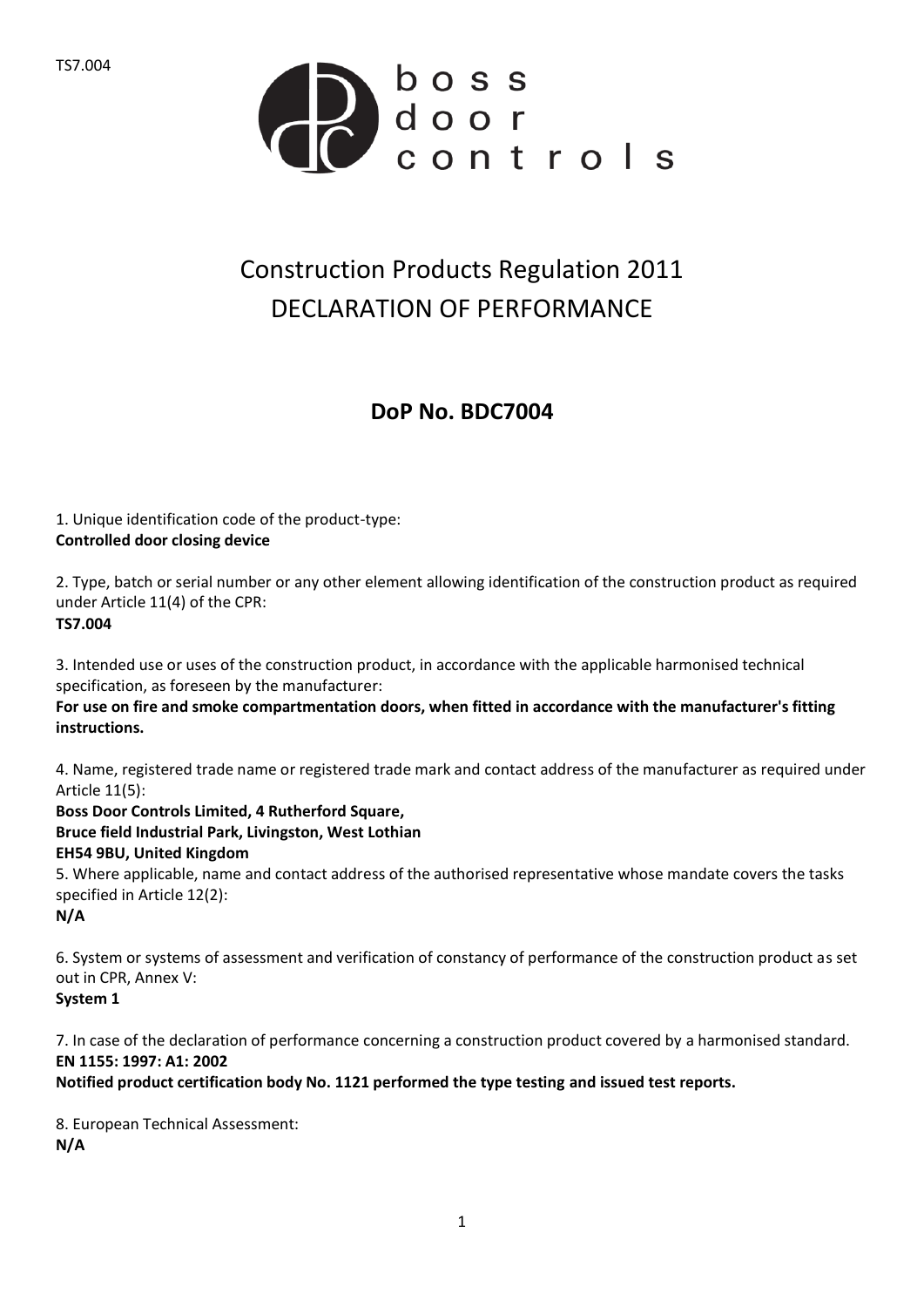TS7.004

boss door controls

# Construction Products Regulation 2011
# DECLARATION OF PERFORMANCE

## DoP No. BDC7004

1. Unique identification code of the product-type:
**Controlled door closing device**

2. Type, batch or serial number or any other element allowing identification of the construction product as required under Article 11(4) of the CPR:
**TS7.004**

3. Intended use or uses of the construction product, in accordance with the applicable harmonised technical specification, as foreseen by the manufacturer:
**For use on fire and smoke compartmentation doors, when fitted in accordance with the manufacturer's fitting instructions.**

4. Name, registered trade name or registered trade mark and contact address of the manufacturer as required under Article 11(5):
**Boss Door Controls Limited, 4 Rutherford Square,**
**Bruce field Industrial Park, Livingston, West Lothian**
**EH54 9BU, United Kingdom**

5. Where applicable, name and contact address of the authorised representative whose mandate covers the tasks specified in Article 12(2):
**N/A**

6. System or systems of assessment and verification of constancy of performance of the construction product as set out in CPR, Annex V:
**System 1**

7. In case of the declaration of performance concerning a construction product covered by a harmonised standard.
**EN 1155: 1997: A1: 2002**
**Notified product certification body No. 1121 performed the type testing and issued test reports.**

8. European Technical Assessment:
**N/A**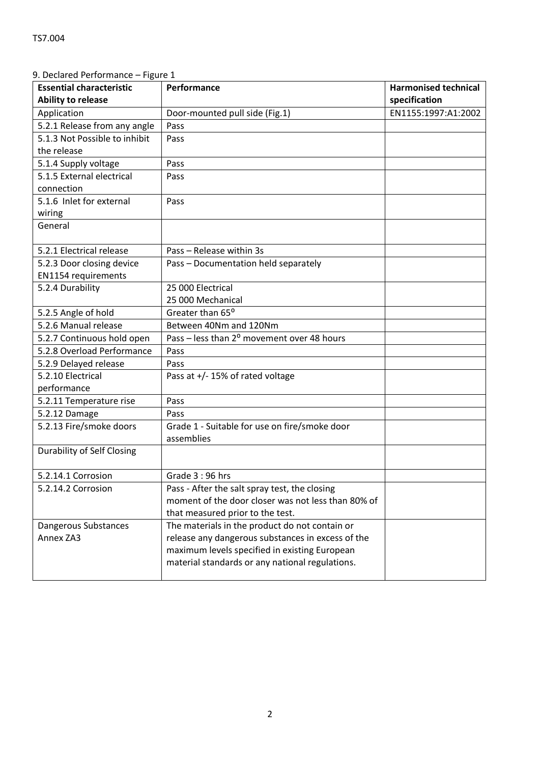9. Declared Performance – Figure 1

| Essential characteristic Ability to release | Performance | Harmonised technical specification |
|---|---|---|
| Application | Door-mounted pull side (Fig.1) | EN1155:1997:A1:2002 |
| 5.2.1 Release from any angle | Pass | |
| 5.1.3 Not Possible to inhibit the release | Pass | |
| 5.1.4 Supply voltage | Pass | |
| 5.1.5 External electrical connection | Pass | |
| 5.1.6 Inlet for external wiring | Pass | |
| General | | |
| 5.2.1 Electrical release | Pass – Release within 3s | |
| 5.2.3 Door closing device EN1154 requirements | Pass – Documentation held separately | |
| 5.2.4 Durability | 25 000 Electrical<br>25 000 Mechanical | |
| 5.2.5 Angle of hold | Greater than 65$^{o}$ | |
| 5.2.6 Manual release | Between 40Nm and 120Nm | |
| 5.2.7 Continuous hold open | Pass – less than 2$^{o}$ movement over 48 hours | |
| 5.2.8 Overload Performance | Pass | |
| 5.2.9 Delayed release | Pass | |
| 5.2.10 Electrical performance | Pass at +/- 15% of rated voltage | |
| 5.2.11 Temperature rise | Pass | |
| 5.2.12 Damage | Pass | |
| 5.2.13 Fire/smoke doors | Grade 1 - Suitable for use on fire/smoke door assemblies | |
| Durability of Self Closing | | |
| 5.2.14.1 Corrosion | Grade 3 : 96 hrs | |
| 5.2.14.2 Corrosion | Pass - After the salt spray test, the closing moment of the door closer was not less than 80% of that measured prior to the test. | |
| Dangerous Substances Annex ZA3 | The materials in the product do not contain or release any dangerous substances in excess of the maximum levels specified in existing European material standards or any national regulations. | |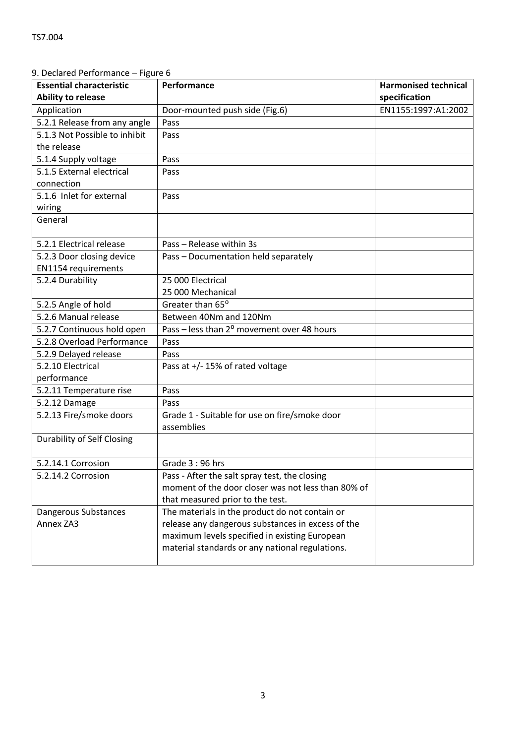9. Declared Performance – Figure 6

| **Essential characteristic Ability to release** | **Performance** | **Harmonised technical specification** |
| --- | --- | --- |
| Application | Door-mounted push side (Fig.6) | EN1155:1997:A1:2002 |
| 5.2.1 Release from any angle | Pass | |
| 5.1.3 Not Possible to inhibit the release | Pass | |
| 5.1.4 Supply voltage | Pass | |
| 5.1.5 External electrical connection | Pass | |
| 5.1.6 Inlet for external wiring | Pass | |
| General | | |
| 5.2.1 Electrical release | Pass – Release within 3s | |
| 5.2.3 Door closing device EN1154 requirements | Pass – Documentation held separately | |
| 5.2.4 Durability | 25 000 Electrical<br>25 000 Mechanical | |
| 5.2.5 Angle of hold | Greater than 65$^{o}$ | |
| 5.2.6 Manual release | Between 40Nm and 120Nm | |
| 5.2.7 Continuous hold open | Pass – less than 2$^{o}$ movement over 48 hours | |
| 5.2.8 Overload Performance | Pass | |
| 5.2.9 Delayed release | Pass | |
| 5.2.10 Electrical performance | Pass at +/- 15% of rated voltage | |
| 5.2.11 Temperature rise | Pass | |
| 5.2.12 Damage | Pass | |
| 5.2.13 Fire/smoke doors | Grade 1 - Suitable for use on fire/smoke door assemblies | |
| Durability of Self Closing | | |
| 5.2.14.1 Corrosion | Grade 3 : 96 hrs | |
| 5.2.14.2 Corrosion | Pass - After the salt spray test, the closing moment of the door closer was not less than 80% of that measured prior to the test. | |
| Dangerous Substances Annex ZA3 | The materials in the product do not contain or release any dangerous substances in excess of the maximum levels specified in existing European material standards or any national regulations. | |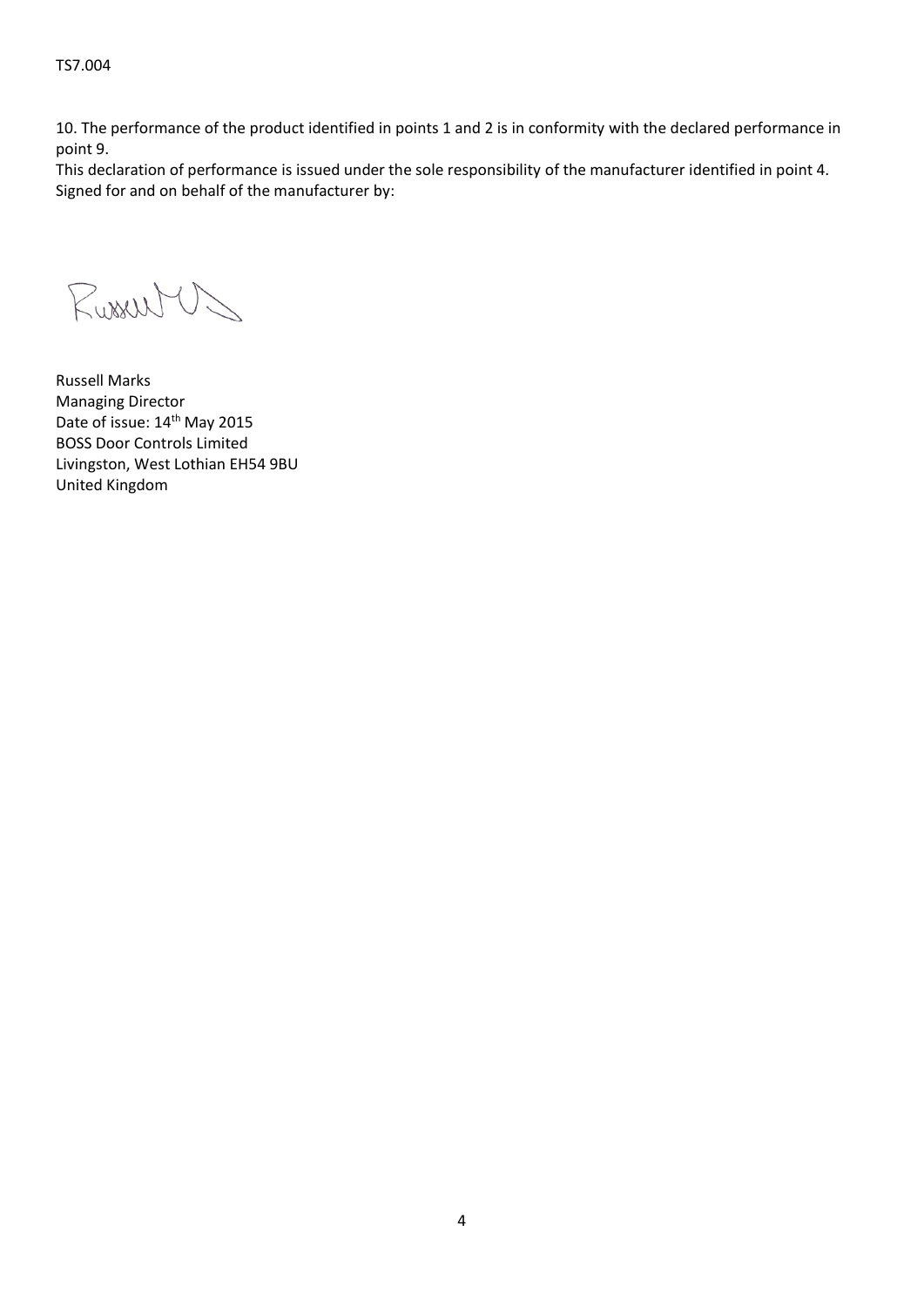10. The performance of the product identified in points 1 and 2 is in conformity with the declared performance in point 9.

This declaration of performance is issued under the sole responsibility of the manufacturer identified in point 4.

Signed for and on behalf of the manufacturer by:

Russell Marks
Managing Director
Date of issue: 14th May 2015
BOSS Door Controls Limited
Livingston, West Lothian EH54 9BU
United Kingdom